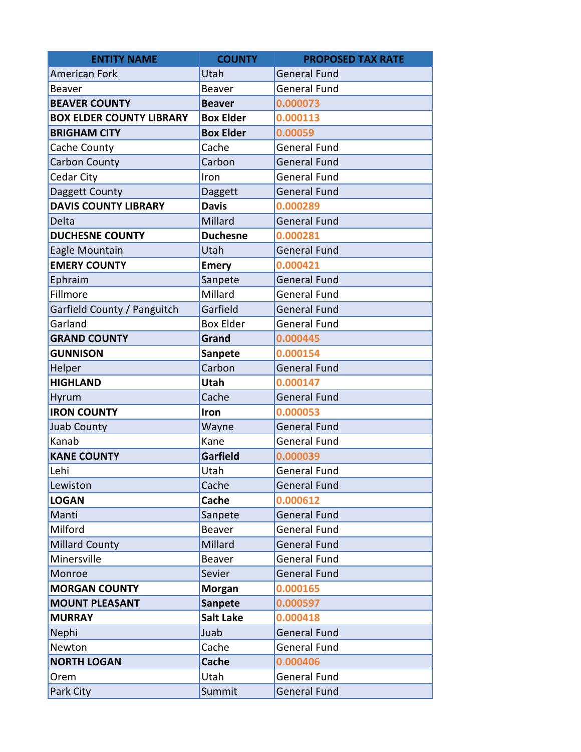| ENTITY NAME | COUNTY | PROPOSED TAX RATE |
|---|---|---|
| American Fork | Utah | General Fund |
| Beaver | Beaver | General Fund |
| **BEAVER COUNTY** | **Beaver** | **0.000073** |
| **BOX ELDER COUNTY LIBRARY** | **Box Elder** | **0.000113** |
| **BRIGHAM CITY** | **Box Elder** | **0.00059** |
| Cache County | Cache | General Fund |
| Carbon County | Carbon | General Fund |
| Cedar City | Iron | General Fund |
| Daggett County | Daggett | General Fund |
| **DAVIS COUNTY LIBRARY** | **Davis** | **0.000289** |
| Delta | Millard | General Fund |
| **DUCHESNE COUNTY** | **Duchesne** | **0.000281** |
| Eagle Mountain | Utah | General Fund |
| **EMERY COUNTY** | **Emery** | **0.000421** |
| Ephraim | Sanpete | General Fund |
| Fillmore | Millard | General Fund |
| Garfield County / Panguitch | Garfield | General Fund |
| Garland | Box Elder | General Fund |
| **GRAND COUNTY** | **Grand** | **0.000445** |
| **GUNNISON** | **Sanpete** | **0.000154** |
| Helper | Carbon | General Fund |
| **HIGHLAND** | **Utah** | **0.000147** |
| Hyrum | Cache | General Fund |
| **IRON COUNTY** | **Iron** | **0.000053** |
| Juab County | Wayne | General Fund |
| Kanab | Kane | General Fund |
| **KANE COUNTY** | **Garfield** | **0.000039** |
| Lehi | Utah | General Fund |
| Lewiston | Cache | General Fund |
| **LOGAN** | **Cache** | **0.000612** |
| Manti | Sanpete | General Fund |
| Milford | Beaver | General Fund |
| Millard County | Millard | General Fund |
| Minersville | Beaver | General Fund |
| Monroe | Sevier | General Fund |
| **MORGAN COUNTY** | **Morgan** | **0.000165** |
| **MOUNT PLEASANT** | **Sanpete** | **0.000597** |
| **MURRAY** | **Salt Lake** | **0.000418** |
| Nephi | Juab | General Fund |
| Newton | Cache | General Fund |
| **NORTH LOGAN** | **Cache** | **0.000406** |
| Orem | Utah | General Fund |
| Park City | Summit | General Fund |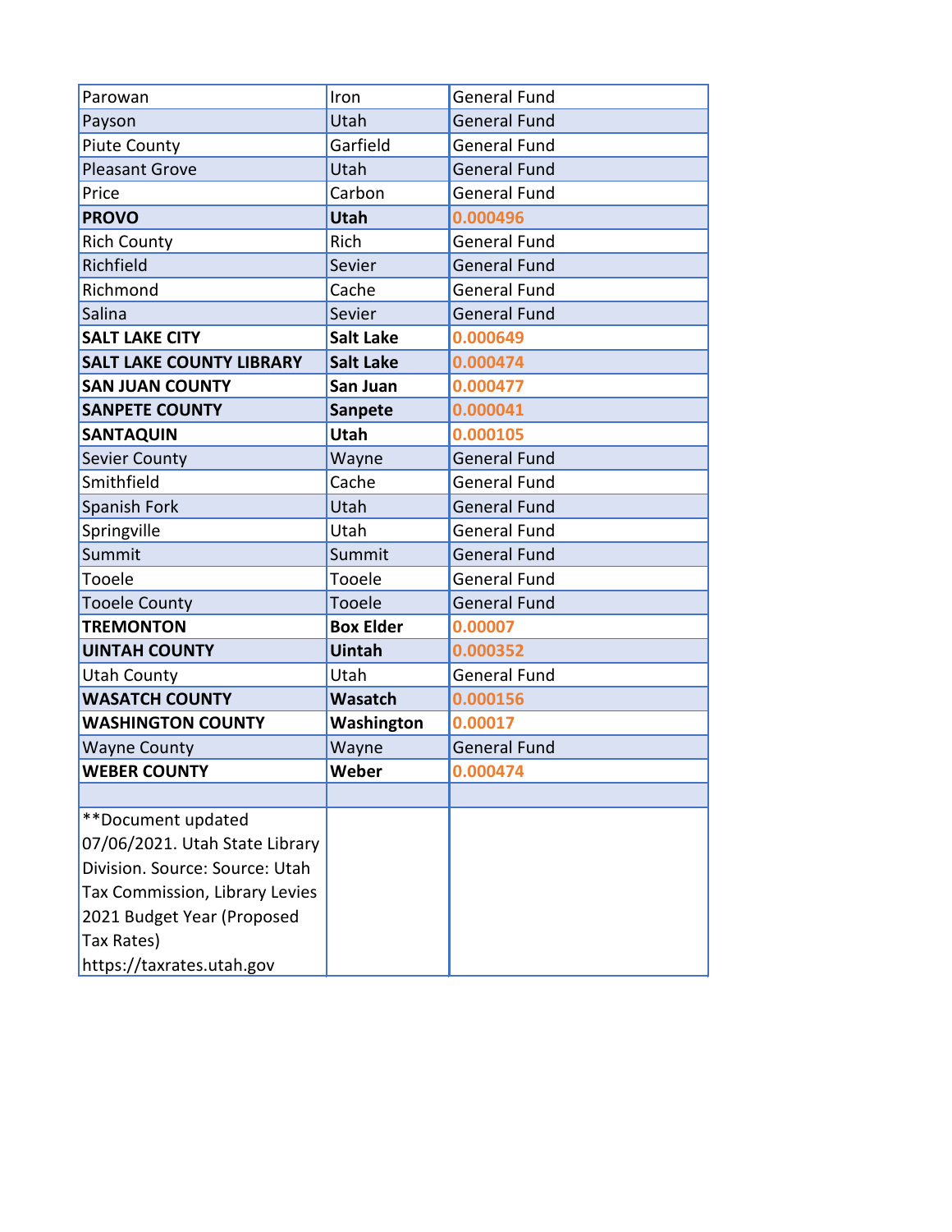| | | |
|---|---|---|
| Parowan | Iron | General Fund |
| Payson | Utah | General Fund |
| Piute County | Garfield | General Fund |
| Pleasant Grove | Utah | General Fund |
| Price | Carbon | General Fund |
| **PROVO** | **Utah** | **0.000496** |
| Rich County | Rich | General Fund |
| Richfield | Sevier | General Fund |
| Richmond | Cache | General Fund |
| Salina | Sevier | General Fund |
| **SALT LAKE CITY** | **Salt Lake** | **0.000649** |
| **SALT LAKE COUNTY LIBRARY** | **Salt Lake** | **0.000474** |
| **SAN JUAN COUNTY** | **San Juan** | **0.000477** |
| **SANPETE COUNTY** | **Sanpete** | **0.000041** |
| **SANTAQUIN** | **Utah** | **0.000105** |
| Sevier County | Wayne | General Fund |
| Smithfield | Cache | General Fund |
| Spanish Fork | Utah | General Fund |
| Springville | Utah | General Fund |
| Summit | Summit | General Fund |
| Tooele | Tooele | General Fund |
| Tooele County | Tooele | General Fund |
| **TREMONTON** | **Box Elder** | **0.00007** |
| **UINTAH COUNTY** | **Uintah** | **0.000352** |
| Utah County | Utah | General Fund |
| **WASATCH COUNTY** | **Wasatch** | **0.000156** |
| **WASHINGTON COUNTY** | **Washington** | **0.00017** |
| Wayne County | Wayne | General Fund |
| **WEBER COUNTY** | **Weber** | **0.000474** |
| | | |
| **Document updated 07/06/2021. Utah State Library Division. Source: Source: Utah Tax Commission, Library Levies 2021 Budget Year (Proposed Tax Rates) https://taxrates.utah.gov | | |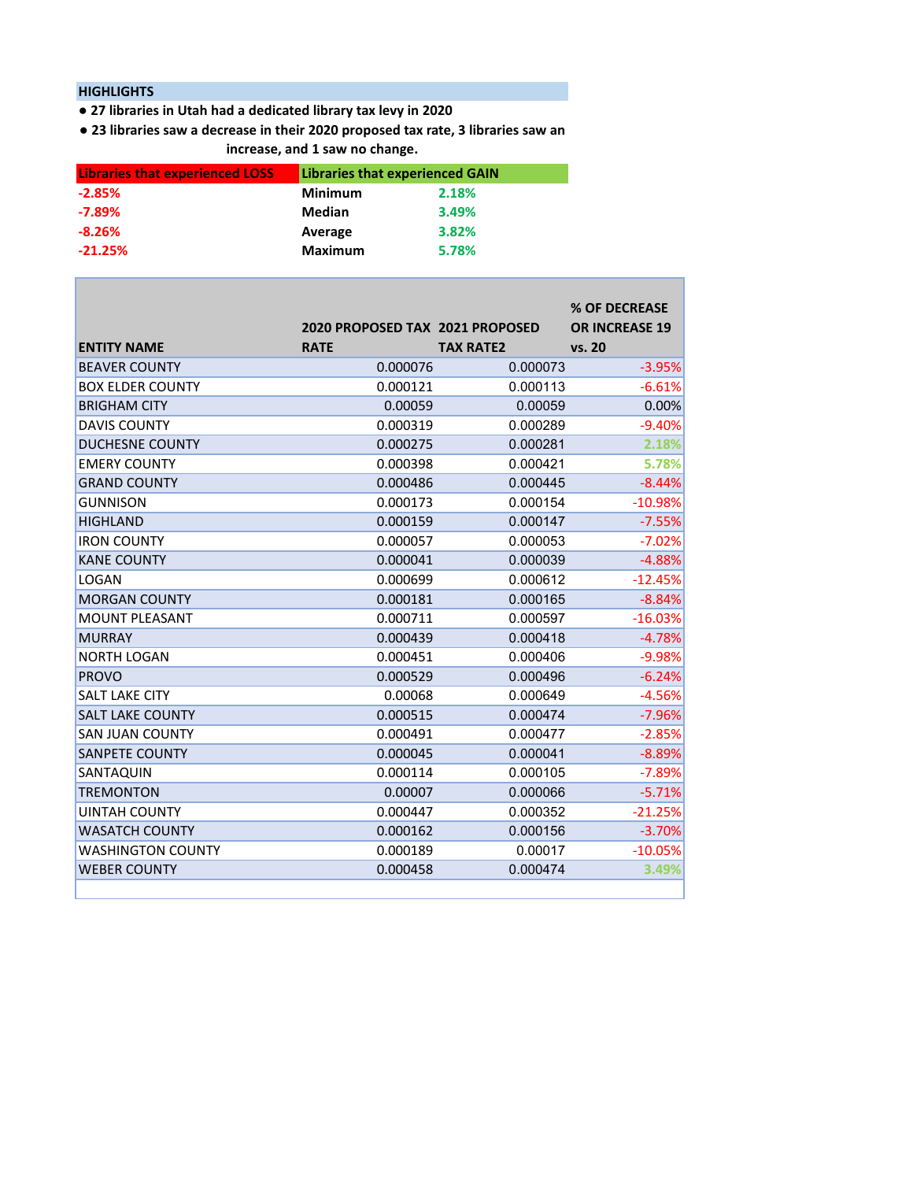## HIGHLIGHTS

- 27 libraries in Utah had a dedicated library tax levy in 2020
- 23 libraries saw a decrease in their 2020 proposed tax rate, 3 libraries saw an increase, and 1 saw no change.

| Libraries that experienced LOSS | Libraries that experienced GAIN | |
|---|---|---|
| -2.85% | Minimum | 2.18% |
| -7.89% | Median | 3.49% |
| -8.26% | Average | 3.82% |
| -21.25% | Maximum | 5.78% |

| ENTITY NAME | 2020 PROPOSED TAX RATE | 2021 PROPOSED TAX RATE2 | % OF DECREASE OR INCREASE 19 vs. 20 |
|---|---|---|---|
| BEAVER COUNTY | 0.000076 | 0.000073 | -3.95% |
| BOX ELDER COUNTY | 0.000121 | 0.000113 | -6.61% |
| BRIGHAM CITY | 0.00059 | 0.00059 | 0.00% |
| DAVIS COUNTY | 0.000319 | 0.000289 | -9.40% |
| DUCHESNE COUNTY | 0.000275 | 0.000281 | 2.18% |
| EMERY COUNTY | 0.000398 | 0.000421 | 5.78% |
| GRAND COUNTY | 0.000486 | 0.000445 | -8.44% |
| GUNNISON | 0.000173 | 0.000154 | -10.98% |
| HIGHLAND | 0.000159 | 0.000147 | -7.55% |
| IRON COUNTY | 0.000057 | 0.000053 | -7.02% |
| KANE COUNTY | 0.000041 | 0.000039 | -4.88% |
| LOGAN | 0.000699 | 0.000612 | -12.45% |
| MORGAN COUNTY | 0.000181 | 0.000165 | -8.84% |
| MOUNT PLEASANT | 0.000711 | 0.000597 | -16.03% |
| MURRAY | 0.000439 | 0.000418 | -4.78% |
| NORTH LOGAN | 0.000451 | 0.000406 | -9.98% |
| PROVO | 0.000529 | 0.000496 | -6.24% |
| SALT LAKE CITY | 0.00068 | 0.000649 | -4.56% |
| SALT LAKE COUNTY | 0.000515 | 0.000474 | -7.96% |
| SAN JUAN COUNTY | 0.000491 | 0.000477 | -2.85% |
| SANPETE COUNTY | 0.000045 | 0.000041 | -8.89% |
| SANTAQUIN | 0.000114 | 0.000105 | -7.89% |
| TREMONTON | 0.00007 | 0.000066 | -5.71% |
| UINTAH COUNTY | 0.000447 | 0.000352 | -21.25% |
| WASATCH COUNTY | 0.000162 | 0.000156 | -3.70% |
| WASHINGTON COUNTY | 0.000189 | 0.00017 | -10.05% |
| WEBER COUNTY | 0.000458 | 0.000474 | 3.49% |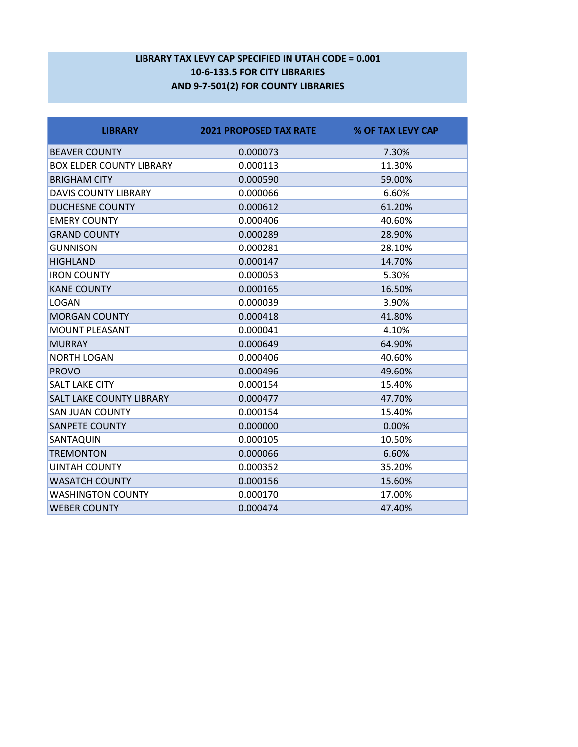**LIBRARY TAX LEVY CAP SPECIFIED IN UTAH CODE = 0.001**
**10-6-133.5 FOR CITY LIBRARIES**
**AND 9-7-501(2) FOR COUNTY LIBRARIES**

| LIBRARY | 2021 PROPOSED TAX RATE | % OF TAX LEVY CAP |
|---|---|---|
| BEAVER COUNTY | 0.000073 | 7.30% |
| BOX ELDER COUNTY LIBRARY | 0.000113 | 11.30% |
| BRIGHAM CITY | 0.000590 | 59.00% |
| DAVIS COUNTY LIBRARY | 0.000066 | 6.60% |
| DUCHESNE COUNTY | 0.000612 | 61.20% |
| EMERY COUNTY | 0.000406 | 40.60% |
| GRAND COUNTY | 0.000289 | 28.90% |
| GUNNISON | 0.000281 | 28.10% |
| HIGHLAND | 0.000147 | 14.70% |
| IRON COUNTY | 0.000053 | 5.30% |
| KANE COUNTY | 0.000165 | 16.50% |
| LOGAN | 0.000039 | 3.90% |
| MORGAN COUNTY | 0.000418 | 41.80% |
| MOUNT PLEASANT | 0.000041 | 4.10% |
| MURRAY | 0.000649 | 64.90% |
| NORTH LOGAN | 0.000406 | 40.60% |
| PROVO | 0.000496 | 49.60% |
| SALT LAKE CITY | 0.000154 | 15.40% |
| SALT LAKE COUNTY LIBRARY | 0.000477 | 47.70% |
| SAN JUAN COUNTY | 0.000154 | 15.40% |
| SANPETE COUNTY | 0.000000 | 0.00% |
| SANTAQUIN | 0.000105 | 10.50% |
| TREMONTON | 0.000066 | 6.60% |
| UINTAH COUNTY | 0.000352 | 35.20% |
| WASATCH COUNTY | 0.000156 | 15.60% |
| WASHINGTON COUNTY | 0.000170 | 17.00% |
| WEBER COUNTY | 0.000474 | 47.40% |